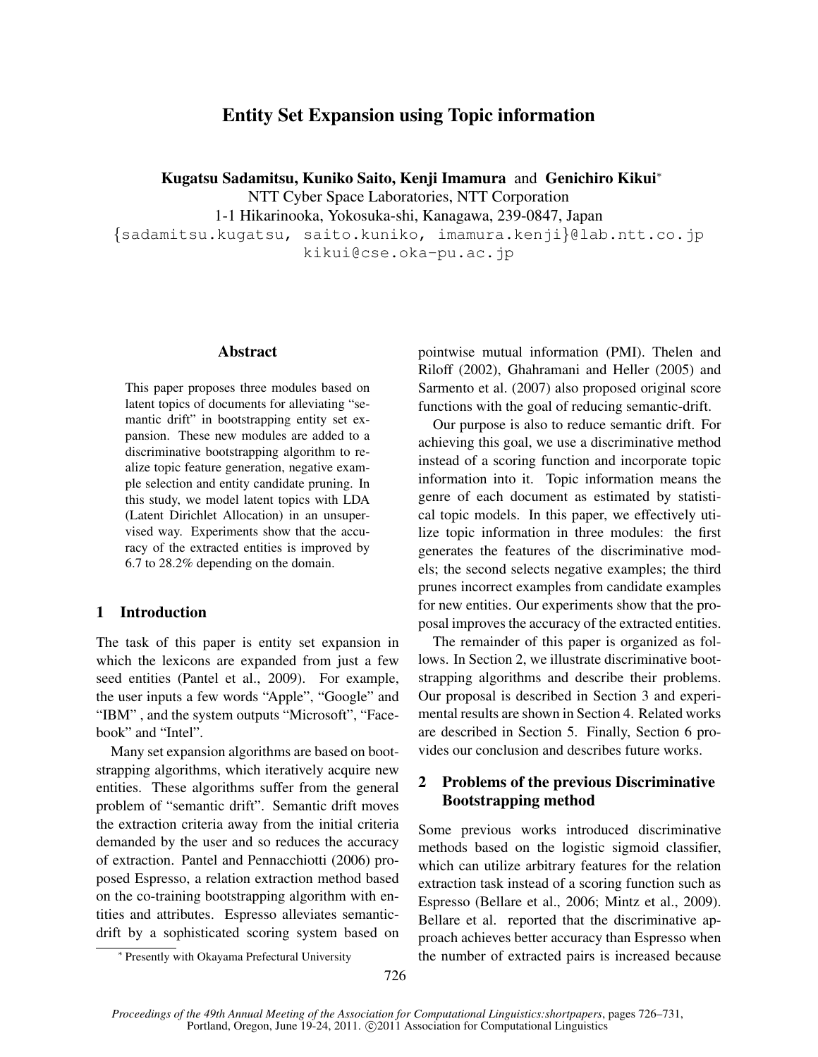# Entity Set Expansion using Topic information

**Kugatsu Sadamitsu, Kuniko Saito, Kenji Imamura** and **Genichiro Kikui***

NTT Cyber Space Laboratories, NTT Corporation

1-1 Hikarinooka, Yokosuka-shi, Kanagawa, 239-0847, Japan

{sadamitsu.kugatsu, saito.kuniko, imamura.kenji}@lab.ntt.co.jp

kikui@cse.oka-pu.ac.jp

## Abstract

This paper proposes three modules based on latent topics of documents for alleviating "semantic drift" in bootstrapping entity set expansion. These new modules are added to a discriminative bootstrapping algorithm to realize topic feature generation, negative example selection and entity candidate pruning. In this study, we model latent topics with LDA (Latent Dirichlet Allocation) in an unsupervised way. Experiments show that the accuracy of the extracted entities is improved by 6.7 to 28.2% depending on the domain.

## 1 Introduction

The task of this paper is entity set expansion in which the lexicons are expanded from just a few seed entities (Pantel et al., 2009). For example, the user inputs a few words "Apple", "Google" and "IBM" , and the system outputs "Microsoft", "Facebook" and "Intel".

Many set expansion algorithms are based on bootstrapping algorithms, which iteratively acquire new entities. These algorithms suffer from the general problem of "semantic drift". Semantic drift moves the extraction criteria away from the initial criteria demanded by the user and so reduces the accuracy of extraction. Pantel and Pennacchiotti (2006) proposed Espresso, a relation extraction method based on the co-training bootstrapping algorithm with entities and attributes. Espresso alleviates semantic-drift by a sophisticated scoring system based on pointwise mutual information (PMI). Thelen and Riloff (2002), Ghahramani and Heller (2005) and Sarmento et al. (2007) also proposed original score functions with the goal of reducing semantic-drift.

Our purpose is also to reduce semantic drift. For achieving this goal, we use a discriminative method instead of a scoring function and incorporate topic information into it. Topic information means the genre of each document as estimated by statistical topic models. In this paper, we effectively utilize topic information in three modules: the first generates the features of the discriminative models; the second selects negative examples; the third prunes incorrect examples from candidate examples for new entities. Our experiments show that the proposal improves the accuracy of the extracted entities.

The remainder of this paper is organized as follows. In Section 2, we illustrate discriminative bootstrapping algorithms and describe their problems. Our proposal is described in Section 3 and experimental results are shown in Section 4. Related works are described in Section 5. Finally, Section 6 provides our conclusion and describes future works.

## 2 Problems of the previous Discriminative Bootstrapping method

Some previous works introduced discriminative methods based on the logistic sigmoid classifier, which can utilize arbitrary features for the relation extraction task instead of a scoring function such as Espresso (Bellare et al., 2006; Mintz et al., 2009). Bellare et al. reported that the discriminative approach achieves better accuracy than Espresso when the number of extracted pairs is increased because

* Presently with Okayama Prefectural University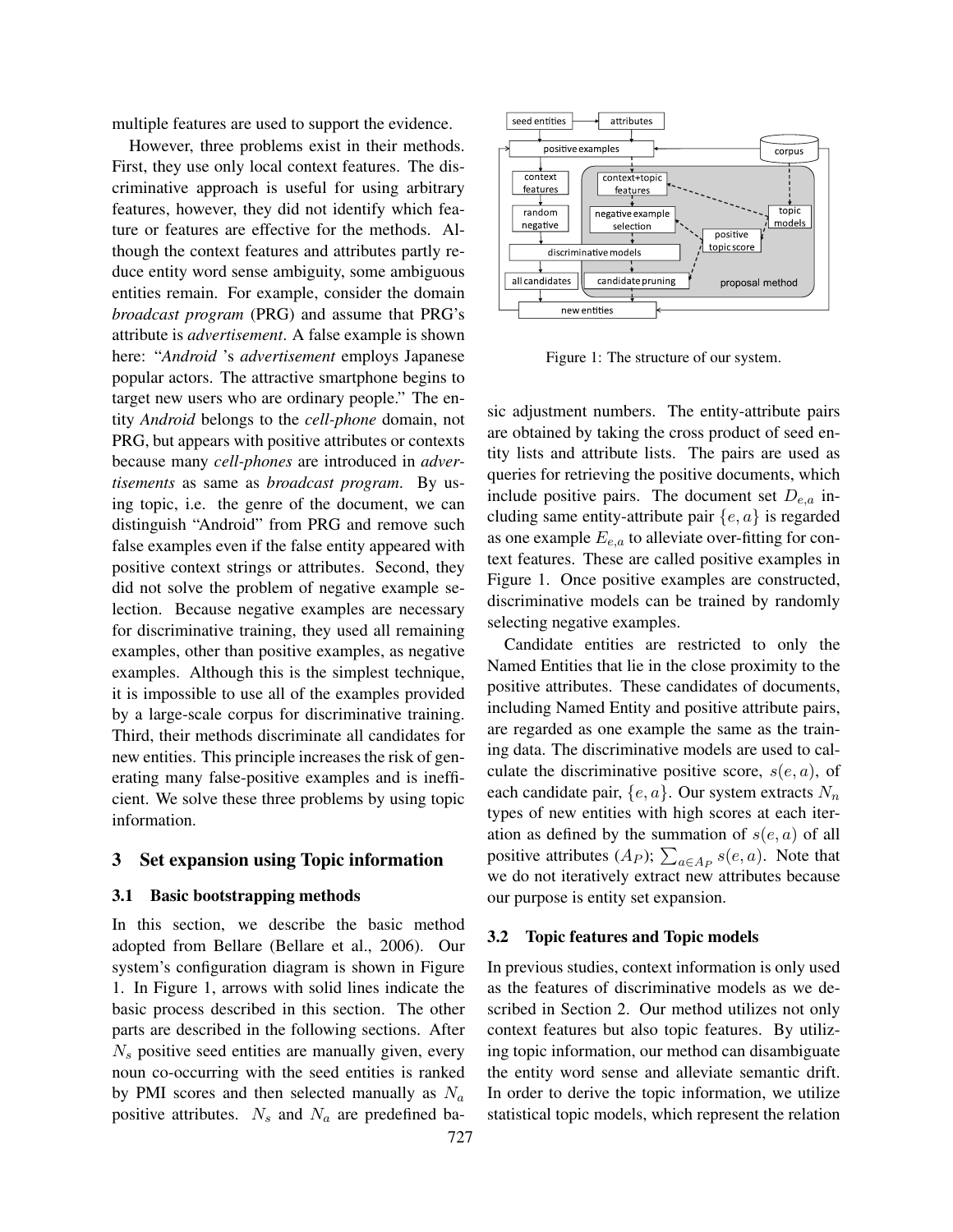multiple features are used to support the evidence.

However, three problems exist in their methods. First, they use only local context features. The discriminative approach is useful for using arbitrary features, however, they did not identify which feature or features are effective for the methods. Although the context features and attributes partly reduce entity word sense ambiguity, some ambiguous entities remain. For example, consider the domain *broadcast program* (PRG) and assume that PRG's attribute is *advertisement*. A false example is shown here: "*Android* 's *advertisement* employs Japanese popular actors. The attractive smartphone begins to target new users who are ordinary people." The entity *Android* belongs to the *cell-phone* domain, not PRG, but appears with positive attributes or contexts because many *cell-phones* are introduced in *advertisements* as same as *broadcast program*. By using topic, i.e. the genre of the document, we can distinguish "Android" from PRG and remove such false examples even if the false entity appeared with positive context strings or attributes. Second, they did not solve the problem of negative example selection. Because negative examples are necessary for discriminative training, they used all remaining examples, other than positive examples, as negative examples. Although this is the simplest technique, it is impossible to use all of the examples provided by a large-scale corpus for discriminative training. Third, their methods discriminate all candidates for new entities. This principle increases the risk of generating many false-positive examples and is inefficient. We solve these three problems by using topic information.

## 3 Set expansion using Topic information

### 3.1 Basic bootstrapping methods

In this section, we describe the basic method adopted from Bellare (Bellare et al., 2006). Our system's configuration diagram is shown in Figure 1. In Figure 1, arrows with solid lines indicate the basic process described in this section. The other parts are described in the following sections. After $N_s$ positive seed entities are manually given, every noun co-occurring with the seed entities is ranked by PMI scores and then selected manually as $N_a$ positive attributes. $N_s$ and $N_a$ are predefined basic adjustment numbers. The entity-attribute pairs are obtained by taking the cross product of seed entity lists and attribute lists. The pairs are used as queries for retrieving the positive documents, which include positive pairs. The document set $D_{e,a}$ including same entity-attribute pair $\{e, a\}$ is regarded as one example $E_{e,a}$ to alleviate over-fitting for context features. These are called positive examples in Figure 1. Once positive examples are constructed, discriminative models can be trained by randomly selecting negative examples.

Figure 1: The structure of our system.

Candidate entities are restricted to only the Named Entities that lie in the close proximity to the positive attributes. These candidates of documents, including Named Entity and positive attribute pairs, are regarded as one example the same as the training data. The discriminative models are used to calculate the discriminative positive score, $s(e, a)$, of each candidate pair, $\{e, a\}$. Our system extracts $N_n$ types of new entities with high scores at each iteration as defined by the summation of $s(e, a)$ of all positive attributes ($A_P$); $\sum_{a \in A_P} s(e, a)$. Note that we do not iteratively extract new attributes because our purpose is entity set expansion.

### 3.2 Topic features and Topic models

In previous studies, context information is only used as the features of discriminative models as we described in Section 2. Our method utilizes not only context features but also topic features. By utilizing topic information, our method can disambiguate the entity word sense and alleviate semantic drift. In order to derive the topic information, we utilize statistical topic models, which represent the relation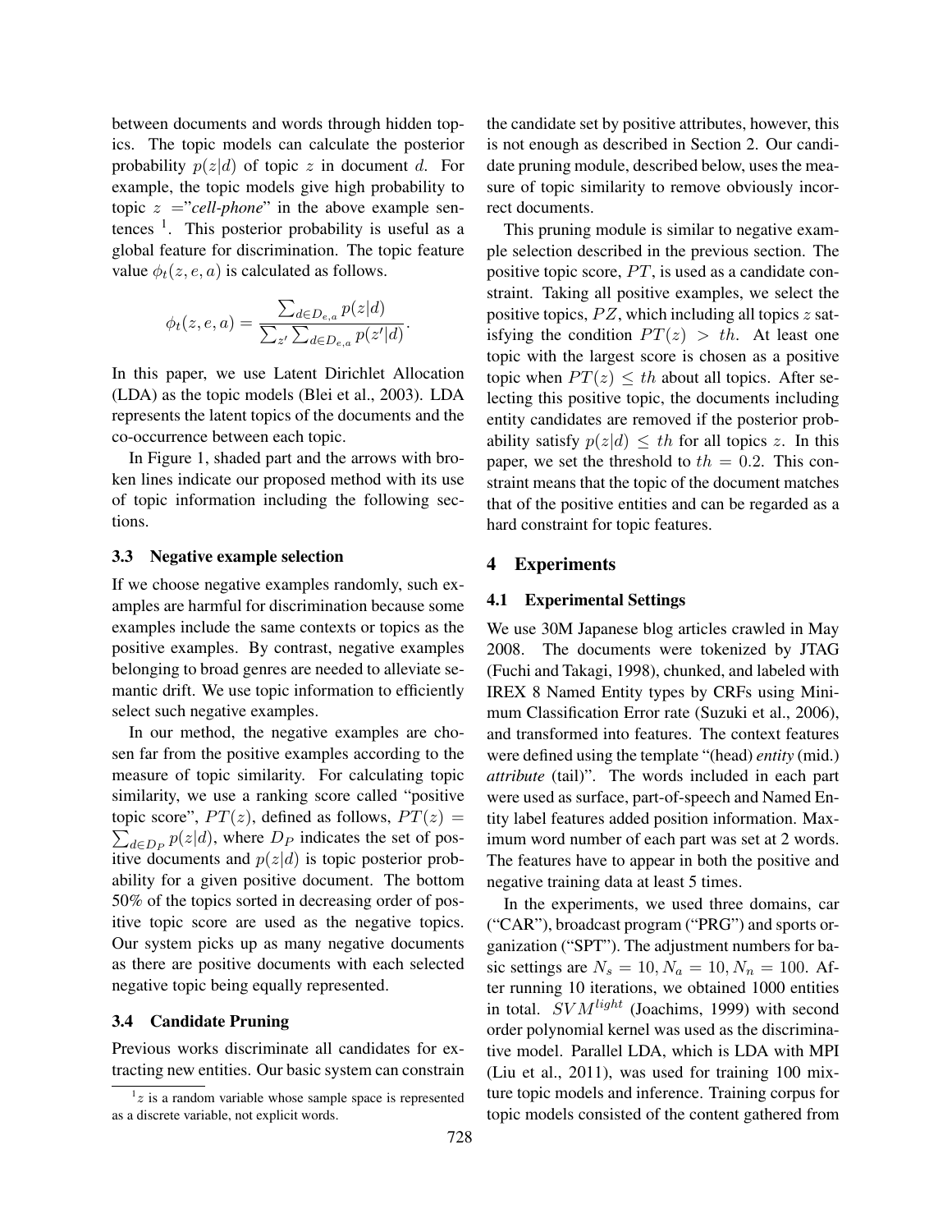between documents and words through hidden topics. The topic models can calculate the posterior probability $p(z|d)$ of topic $z$ in document $d$. For example, the topic models give high probability to topic $z$ ="*cell-phone*" in the above example sentences [1]. This posterior probability is useful as a global feature for discrimination. The topic feature value $\phi_t(z, e, a)$ is calculated as follows.

$$\phi_t(z, e, a) = \frac{\sum_{d \in D_{e,a}} p(z|d)}{\sum_{z'} \sum_{d \in D_{e,a}} p(z'|d)}.$$

In this paper, we use Latent Dirichlet Allocation (LDA) as the topic models (Blei et al., 2003). LDA represents the latent topics of the documents and the co-occurrence between each topic.

In Figure 1, shaded part and the arrows with broken lines indicate our proposed method with its use of topic information including the following sections.

### 3.3 Negative example selection

If we choose negative examples randomly, such examples are harmful for discrimination because some examples include the same contexts or topics as the positive examples. By contrast, negative examples belonging to broad genres are needed to alleviate semantic drift. We use topic information to efficiently select such negative examples.

In our method, the negative examples are chosen far from the positive examples according to the measure of topic similarity. For calculating topic similarity, we use a ranking score called "positive topic score", $PT(z)$, defined as follows, $PT(z) = \sum_{d \in D_P} p(z|d)$, where $D_P$ indicates the set of positive documents and $p(z|d)$ is topic posterior probability for a given positive document. The bottom 50% of the topics sorted in decreasing order of positive topic score are used as the negative topics. Our system picks up as many negative documents as there are positive documents with each selected negative topic being equally represented.

### 3.4 Candidate Pruning

Previous works discriminate all candidates for extracting new entities. Our basic system can constrain the candidate set by positive attributes, however, this is not enough as described in Section 2. Our candidate pruning module, described below, uses the measure of topic similarity to remove obviously incorrect documents.

This pruning module is similar to negative example selection described in the previous section. The positive topic score, $PT$, is used as a candidate constraint. Taking all positive examples, we select the positive topics, $PZ$, which including all topics $z$ satisfying the condition $PT(z) > th$. At least one topic with the largest score is chosen as a positive topic when $PT(z) \leq th$ about all topics. After selecting this positive topic, the documents including entity candidates are removed if the posterior probability satisfy $p(z|d) \leq th$ for all topics $z$. In this paper, we set the threshold to $th = 0.2$. This constraint means that the topic of the document matches that of the positive entities and can be regarded as a hard constraint for topic features.

## 4 Experiments

### 4.1 Experimental Settings

We use 30M Japanese blog articles crawled in May 2008. The documents were tokenized by JTAG (Fuchi and Takagi, 1998), chunked, and labeled with IREX 8 Named Entity types by CRFs using Minimum Classification Error rate (Suzuki et al., 2006), and transformed into features. The context features were defined using the template "(head) *entity* (mid.) *attribute* (tail)". The words included in each part were used as surface, part-of-speech and Named Entity label features added position information. Maximum word number of each part was set at 2 words. The features have to appear in both the positive and negative training data at least 5 times.

In the experiments, we used three domains, car ("CAR"), broadcast program ("PRG") and sports organization ("SPT"). The adjustment numbers for basic settings are $N_s = 10, N_a = 10, N_n = 100$. After running 10 iterations, we obtained 1000 entities in total. $SVM^{light}$ (Joachims, 1999) with second order polynomial kernel was used as the discriminative model. Parallel LDA, which is LDA with MPI (Liu et al., 2011), was used for training 100 mixture topic models and inference. Training corpus for topic models consisted of the content gathered from

[1] $z$ is a random variable whose sample space is represented as a discrete variable, not explicit words.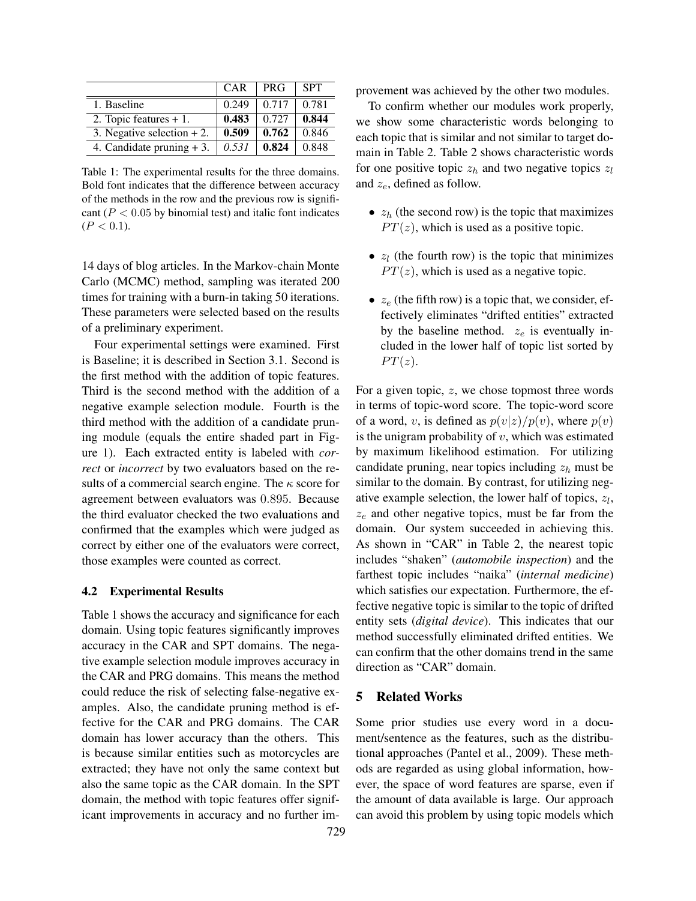|  | CAR | PRG | SPT |
| --- | --- | --- | --- |
| 1. Baseline | 0.249 | 0.717 | 0.781 |
| 2. Topic features + 1. | **0.483** | 0.727 | **0.844** |
| 3. Negative selection + 2. | **0.509** | **0.762** | 0.846 |
| 4. Candidate pruning + 3. | *0.531* | **0.824** | 0.848 |

Table 1: The experimental results for the three domains. Bold font indicates that the difference between accuracy of the methods in the row and the previous row is significant ($P < 0.05$ by binomial test) and italic font indicates ($P < 0.1$).

14 days of blog articles. In the Markov-chain Monte Carlo (MCMC) method, sampling was iterated 200 times for training with a burn-in taking 50 iterations. These parameters were selected based on the results of a preliminary experiment.

Four experimental settings were examined. First is Baseline; it is described in Section 3.1. Second is the first method with the addition of topic features. Third is the second method with the addition of a negative example selection module. Fourth is the third method with the addition of a candidate pruning module (equals the entire shaded part in Figure 1). Each extracted entity is labeled with *correct* or *incorrect* by two evaluators based on the results of a commercial search engine. The $\kappa$ score for agreement between evaluators was $0.895$. Because the third evaluator checked the two evaluations and confirmed that the examples which were judged as correct by either one of the evaluators were correct, those examples were counted as correct.

### 4.2 Experimental Results

Table 1 shows the accuracy and significance for each domain. Using topic features significantly improves accuracy in the CAR and SPT domains. The negative example selection module improves accuracy in the CAR and PRG domains. This means the method could reduce the risk of selecting false-negative examples. Also, the candidate pruning method is effective for the CAR and PRG domains. The CAR domain has lower accuracy than the others. This is because similar entities such as motorcycles are extracted; they have not only the same context but also the same topic as the CAR domain. In the SPT domain, the method with topic features offer significant improvements in accuracy and no further improvement was achieved by the other two modules.

To confirm whether our modules work properly, we show some characteristic words belonging to each topic that is similar and not similar to target domain in Table 2. Table 2 shows characteristic words for one positive topic $z_h$ and two negative topics $z_l$ and $z_e$, defined as follow.

- $z_h$ (the second row) is the topic that maximizes $PT(z)$, which is used as a positive topic.
- $z_l$ (the fourth row) is the topic that minimizes $PT(z)$, which is used as a negative topic.
- $z_e$ (the fifth row) is a topic that, we consider, effectively eliminates "drifted entities" extracted by the baseline method. $z_e$ is eventually included in the lower half of topic list sorted by $PT(z)$.

For a given topic, $z$, we chose topmost three words in terms of topic-word score. The topic-word score of a word, $v$, is defined as $p(v|z)/p(v)$, where $p(v)$ is the unigram probability of $v$, which was estimated by maximum likelihood estimation. For utilizing candidate pruning, near topics including $z_h$ must be similar to the domain. By contrast, for utilizing negative example selection, the lower half of topics, $z_l$, $z_e$ and other negative topics, must be far from the domain. Our system succeeded in achieving this. As shown in "CAR" in Table 2, the nearest topic includes "shaken" (*automobile inspection*) and the farthest topic includes "naika" (*internal medicine*) which satisfies our expectation. Furthermore, the effective negative topic is similar to the topic of drifted entity sets (*digital device*). This indicates that our method successfully eliminated drifted entities. We can confirm that the other domains trend in the same direction as "CAR" domain.

## 5 Related Works

Some prior studies use every word in a document/sentence as the features, such as the distributional approaches (Pantel et al., 2009). These methods are regarded as using global information, however, the space of word features are sparse, even if the amount of data available is large. Our approach can avoid this problem by using topic models which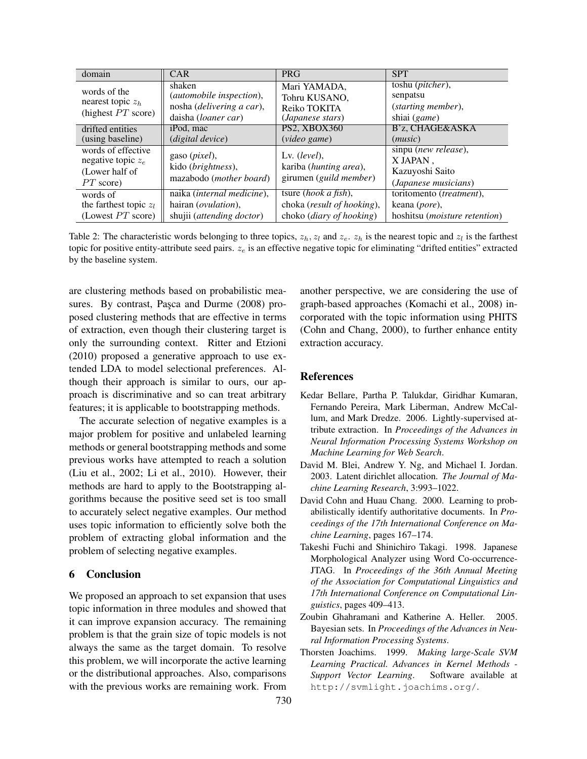| domain | CAR | PRG | SPT |
|---|---|---|---|
| words of the nearest topic $z_h$ (highest $PT$ score) | shaken (*automobile inspection*), nosha (*delivering a car*), daisha (*loaner car*) | Mari YAMADA, Tohru KUSANO, Reiko TOKITA (*Japanese stars*) | toshu (*pitcher*), senpatsu (*starting member*), shiai (*game*) |
| drifted entities (using baseline) | iPod, mac (*digital device*) | PS2, XBOX360 (*video game*) | B'z, CHAGE&ASKA (*music*) |
| words of effective negative topic $z_e$ (Lower half of $PT$ score) | gaso (*pixel*), kido (*brightness*), mazabodo (*mother board*) | Lv. (*level*), kariba (*hunting area*), girumen (*guild member*) | sinpu (*new release*), X JAPAN , Kazuyoshi Saito (*Japanese musicians*) |
| words of the farthest topic $z_l$ (Lowest $PT$ score) | naika (*internal medicine*), hairan (*ovulation*), shujii (*attending doctor*) | tsure (*hook a fish*), choka (*result of hooking*), choko (*diary of hooking*) | toritomento (*treatment*), keana (*pore*), hoshitsu (*moisture retention*) |

Table 2: The characteristic words belonging to three topics, $z_h, z_l$ and $z_e$. $z_h$ is the nearest topic and $z_l$ is the farthest topic for positive entity-attribute seed pairs. $z_e$ is an effective negative topic for eliminating "drifted entities" extracted by the baseline system.

are clustering methods based on probabilistic measures. By contrast, Paşca and Durme (2008) proposed clustering methods that are effective in terms of extraction, even though their clustering target is only the surrounding context. Ritter and Etzioni (2010) proposed a generative approach to use extended LDA to model selectional preferences. Although their approach is similar to ours, our approach is discriminative and so can treat arbitrary features; it is applicable to bootstrapping methods.

The accurate selection of negative examples is a major problem for positive and unlabeled learning methods or general bootstrapping methods and some previous works have attempted to reach a solution (Liu et al., 2002; Li et al., 2010). However, their methods are hard to apply to the Bootstrapping algorithms because the positive seed set is too small to accurately select negative examples. Our method uses topic information to efficiently solve both the problem of extracting global information and the problem of selecting negative examples.

## 6 Conclusion

We proposed an approach to set expansion that uses topic information in three modules and showed that it can improve expansion accuracy. The remaining problem is that the grain size of topic models is not always the same as the target domain. To resolve this problem, we will incorporate the active learning or the distributional approaches. Also, comparisons with the previous works are remaining work. From another perspective, we are considering the use of graph-based approaches (Komachi et al., 2008) incorporated with the topic information using PHITS (Cohn and Chang, 2000), to further enhance entity extraction accuracy.

## References

Kedar Bellare, Partha P. Talukdar, Giridhar Kumaran, Fernando Pereira, Mark Liberman, Andrew McCallum, and Mark Dredze. 2006. Lightly-supervised attribute extraction. In *Proceedings of the Advances in Neural Information Processing Systems Workshop on Machine Learning for Web Search*.

David M. Blei, Andrew Y. Ng, and Michael I. Jordan. 2003. Latent dirichlet allocation. *The Journal of Machine Learning Research*, 3:993–1022.

David Cohn and Huau Chang. 2000. Learning to probabilistically identify authoritative documents. In *Proceedings of the 17th International Conference on Machine Learning*, pages 167–174.

Takeshi Fuchi and Shinichiro Takagi. 1998. Japanese Morphological Analyzer using Word Co-occurrence-JTAG. In *Proceedings of the 36th Annual Meeting of the Association for Computational Linguistics and 17th International Conference on Computational Linguistics*, pages 409–413.

Zoubin Ghahramani and Katherine A. Heller. 2005. Bayesian sets. In *Proceedings of the Advances in Neural Information Processing Systems*.

Thorsten Joachims. 1999. *Making large-Scale SVM Learning Practical. Advances in Kernel Methods - Support Vector Learning*. Software available at http://svmlight.joachims.org/.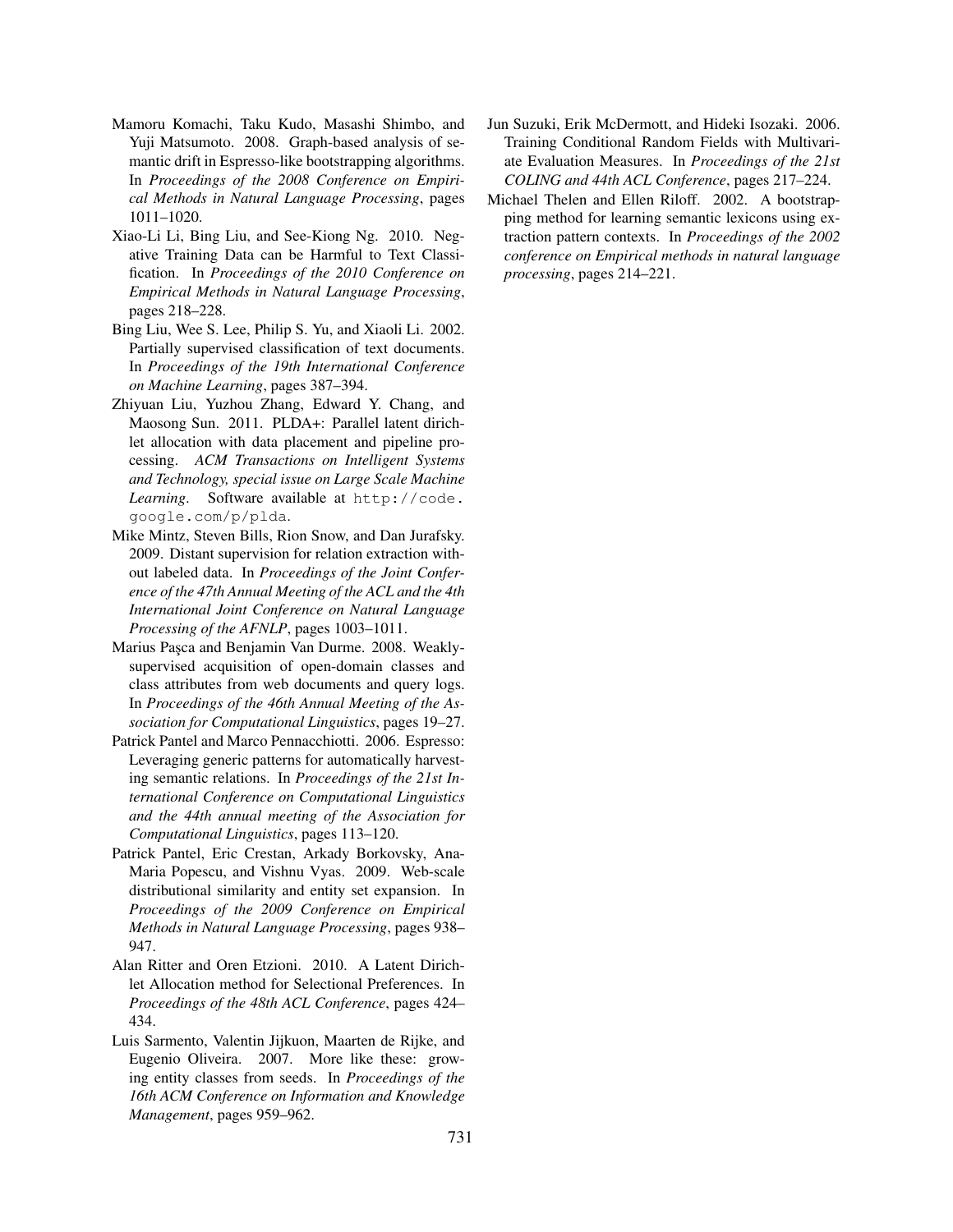Mamoru Komachi, Taku Kudo, Masashi Shimbo, and Yuji Matsumoto. 2008. Graph-based analysis of semantic drift in Espresso-like bootstrapping algorithms. In *Proceedings of the 2008 Conference on Empirical Methods in Natural Language Processing*, pages 1011–1020.

Xiao-Li Li, Bing Liu, and See-Kiong Ng. 2010. Negative Training Data can be Harmful to Text Classification. In *Proceedings of the 2010 Conference on Empirical Methods in Natural Language Processing*, pages 218–228.

Bing Liu, Wee S. Lee, Philip S. Yu, and Xiaoli Li. 2002. Partially supervised classification of text documents. In *Proceedings of the 19th International Conference on Machine Learning*, pages 387–394.

Zhiyuan Liu, Yuzhou Zhang, Edward Y. Chang, and Maosong Sun. 2011. PLDA+: Parallel latent dirichlet allocation with data placement and pipeline processing. *ACM Transactions on Intelligent Systems and Technology, special issue on Large Scale Machine Learning*. Software available at `http://code.google.com/p/plda`.

Mike Mintz, Steven Bills, Rion Snow, and Dan Jurafsky. 2009. Distant supervision for relation extraction without labeled data. In *Proceedings of the Joint Conference of the 47th Annual Meeting of the ACL and the 4th International Joint Conference on Natural Language Processing of the AFNLP*, pages 1003–1011.

Marius Paşca and Benjamin Van Durme. 2008. Weakly-supervised acquisition of open-domain classes and class attributes from web documents and query logs. In *Proceedings of the 46th Annual Meeting of the Association for Computational Linguistics*, pages 19–27.

Patrick Pantel and Marco Pennacchiotti. 2006. Espresso: Leveraging generic patterns for automatically harvesting semantic relations. In *Proceedings of the 21st International Conference on Computational Linguistics and the 44th annual meeting of the Association for Computational Linguistics*, pages 113–120.

Patrick Pantel, Eric Crestan, Arkady Borkovsky, Ana-Maria Popescu, and Vishnu Vyas. 2009. Web-scale distributional similarity and entity set expansion. In *Proceedings of the 2009 Conference on Empirical Methods in Natural Language Processing*, pages 938–947.

Alan Ritter and Oren Etzioni. 2010. A Latent Dirichlet Allocation method for Selectional Preferences. In *Proceedings of the 48th ACL Conference*, pages 424–434.

Luis Sarmento, Valentin Jijkuon, Maarten de Rijke, and Eugenio Oliveira. 2007. More like these: growing entity classes from seeds. In *Proceedings of the 16th ACM Conference on Information and Knowledge Management*, pages 959–962.

Jun Suzuki, Erik McDermott, and Hideki Isozaki. 2006. Training Conditional Random Fields with Multivariate Evaluation Measures. In *Proceedings of the 21st COLING and 44th ACL Conference*, pages 217–224.

Michael Thelen and Ellen Riloff. 2002. A bootstrapping method for learning semantic lexicons using extraction pattern contexts. In *Proceedings of the 2002 conference on Empirical methods in natural language processing*, pages 214–221.